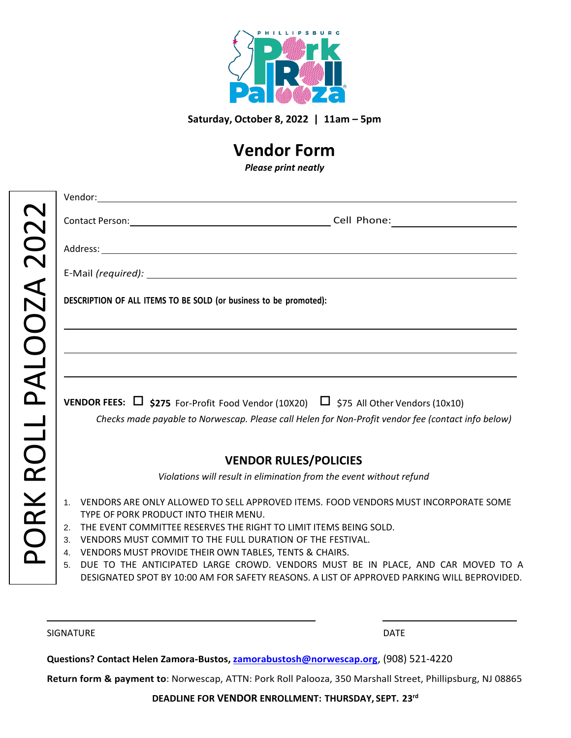PHILLIPSBURG Pork Roll Palooza®

**Saturday, October 8, 2022 | 11am – 5pm**

# Vendor Form

***Please print neatly***

PORK ROLL PALOOZA 2022

Vendor: ______________________________________________

Contact Person: ______________________________ Cell Phone: ____________________

Address: ______________________________________________

E-Mail *(required)*: ______________________________________________

**DESCRIPTION OF ALL ITEMS TO BE SOLD (or business to be promoted):**

______________________________________________

______________________________________________

______________________________________________

**VENDOR FEES:** ☐ **$275** For-Profit Food Vendor (10X20) ☐ $75 All Other Vendors (10x10)

*Checks made payable to Norwescap. Please call Helen for Non-Profit vendor fee (contact info below)*

## VENDOR RULES/POLICIES

*Violations will result in elimination from the event without refund*

1. VENDORS ARE ONLY ALLOWED TO SELL APPROVED ITEMS. FOOD VENDORS MUST INCORPORATE SOME TYPE OF PORK PRODUCT INTO THEIR MENU.
2. THE EVENT COMMITTEE RESERVES THE RIGHT TO LIMIT ITEMS BEING SOLD.
3. VENDORS MUST COMMIT TO THE FULL DURATION OF THE FESTIVAL.
4. VENDORS MUST PROVIDE THEIR OWN TABLES, TENTS & CHAIRS.
5. DUE TO THE ANTICIPATED LARGE CROWD. VENDORS MUST BE IN PLACE, AND CAR MOVED TO A DESIGNATED SPOT BY 10:00 AM FOR SAFETY REASONS. A LIST OF APPROVED PARKING WILL BEPROVIDED.

______________________________ ____________________

SIGNATURE DATE

**Questions? Contact Helen Zamora-Bustos, zamorabustosh@norwescap.org**, (908) 521-4220

**Return form & payment to**: Norwescap, ATTN: Pork Roll Palooza, 350 Marshall Street, Phillipsburg, NJ 08865

**DEADLINE FOR VENDOR ENROLLMENT: THURSDAY, SEPT. 23rd**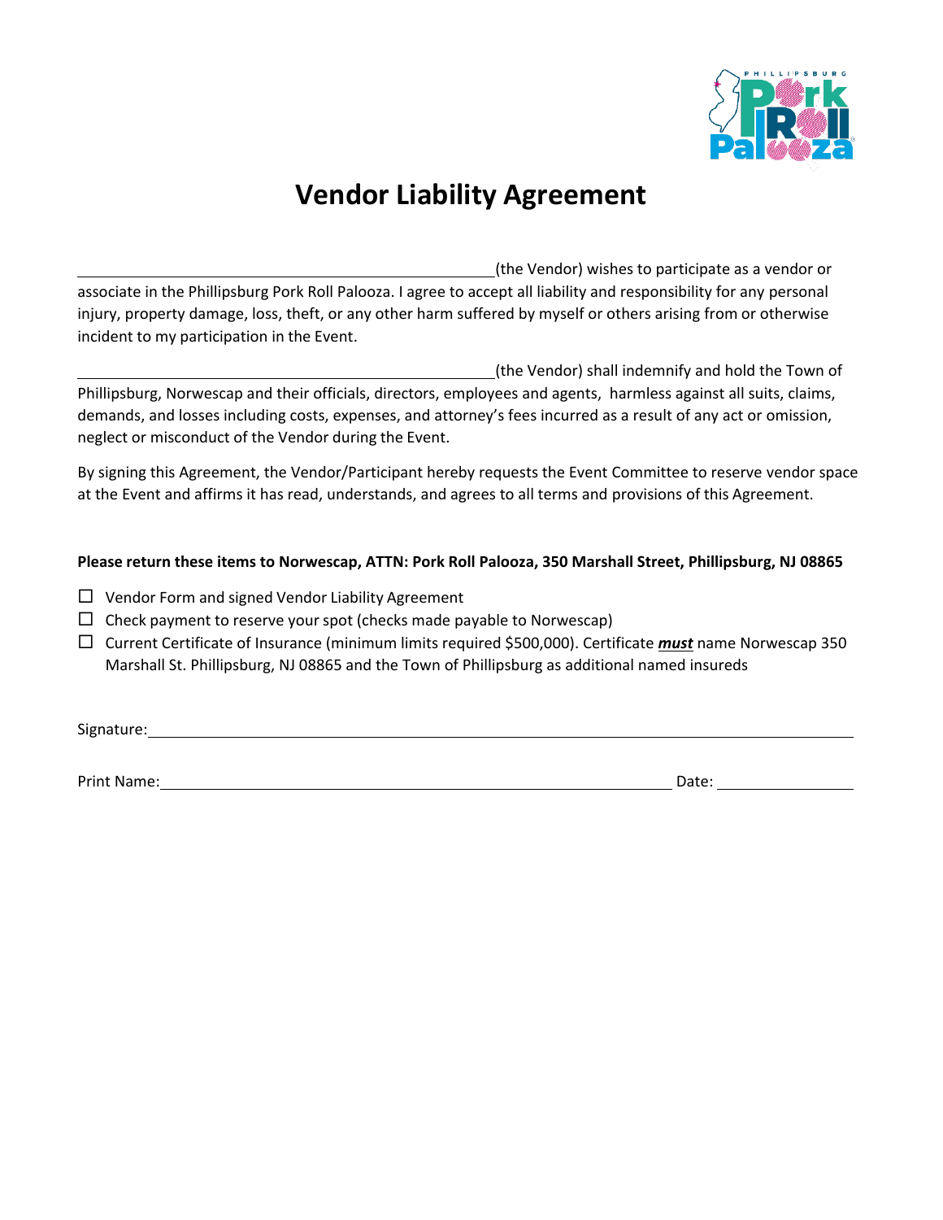# Vendor Liability Agreement

______________________________________________(the Vendor) wishes to participate as a vendor or associate in the Phillipsburg Pork Roll Palooza. I agree to accept all liability and responsibility for any personal injury, property damage, loss, theft, or any other harm suffered by myself or others arising from or otherwise incident to my participation in the Event.

______________________________________________(the Vendor) shall indemnify and hold the Town of Phillipsburg, Norwescap and their officials, directors, employees and agents, harmless against all suits, claims, demands, and losses including costs, expenses, and attorney's fees incurred as a result of any act or omission, neglect or misconduct of the Vendor during the Event.

By signing this Agreement, the Vendor/Participant hereby requests the Event Committee to reserve vendor space at the Event and affirms it has read, understands, and agrees to all terms and provisions of this Agreement.

**Please return these items to Norwescap, ATTN: Pork Roll Palooza, 350 Marshall Street, Phillipsburg, NJ 08865**

- ☐ Vendor Form and signed Vendor Liability Agreement
- ☐ Check payment to reserve your spot (checks made payable to Norwescap)
- ☐ Current Certificate of Insurance (minimum limits required $500,000). Certificate ***must*** name Norwescap 350 Marshall St. Phillipsburg, NJ 08865 and the Town of Phillipsburg as additional named insureds

Signature:______________________________________________

Print Name:______________________________________ Date:______________